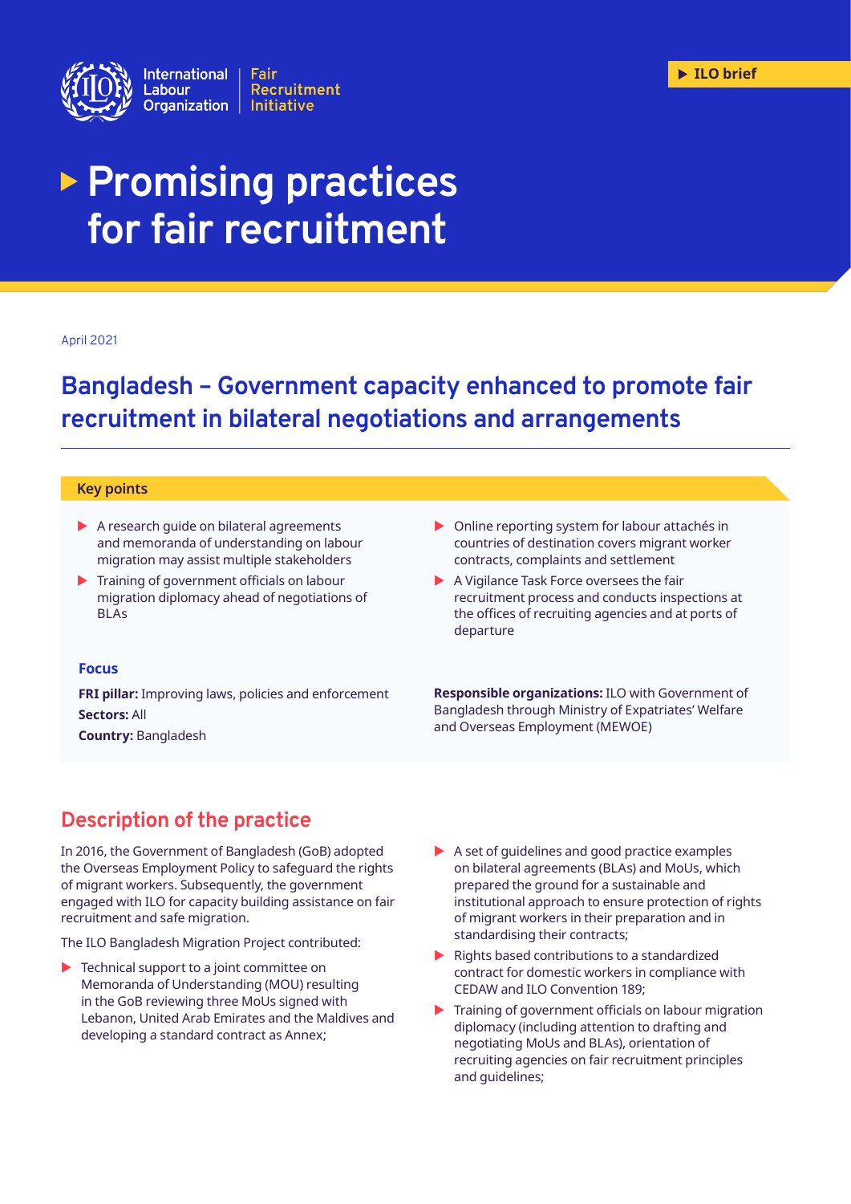International Labour Organization | Fair Recruitment Initiative

ILO brief

# Promising practices for fair recruitment

April 2021

## Bangladesh – Government capacity enhanced to promote fair recruitment in bilateral negotiations and arrangements

### Key points

- A research guide on bilateral agreements and memoranda of understanding on labour migration may assist multiple stakeholders
- Training of government officials on labour migration diplomacy ahead of negotiations of BLAs
- Online reporting system for labour attachés in countries of destination covers migrant worker contracts, complaints and settlement
- A Vigilance Task Force oversees the fair recruitment process and conducts inspections at the offices of recruiting agencies and at ports of departure

### Focus

**FRI pillar:** Improving laws, policies and enforcement

**Sectors:** All

**Country:** Bangladesh

**Responsible organizations:** ILO with Government of Bangladesh through Ministry of Expatriates' Welfare and Overseas Employment (MEWOE)

## Description of the practice

In 2016, the Government of Bangladesh (GoB) adopted the Overseas Employment Policy to safeguard the rights of migrant workers. Subsequently, the government engaged with ILO for capacity building assistance on fair recruitment and safe migration.

The ILO Bangladesh Migration Project contributed:

- Technical support to a joint committee on Memoranda of Understanding (MOU) resulting in the GoB reviewing three MoUs signed with Lebanon, United Arab Emirates and the Maldives and developing a standard contract as Annex;
- A set of guidelines and good practice examples on bilateral agreements (BLAs) and MoUs, which prepared the ground for a sustainable and institutional approach to ensure protection of rights of migrant workers in their preparation and in standardising their contracts;
- Rights based contributions to a standardized contract for domestic workers in compliance with CEDAW and ILO Convention 189;
- Training of government officials on labour migration diplomacy (including attention to drafting and negotiating MoUs and BLAs), orientation of recruiting agencies on fair recruitment principles and guidelines;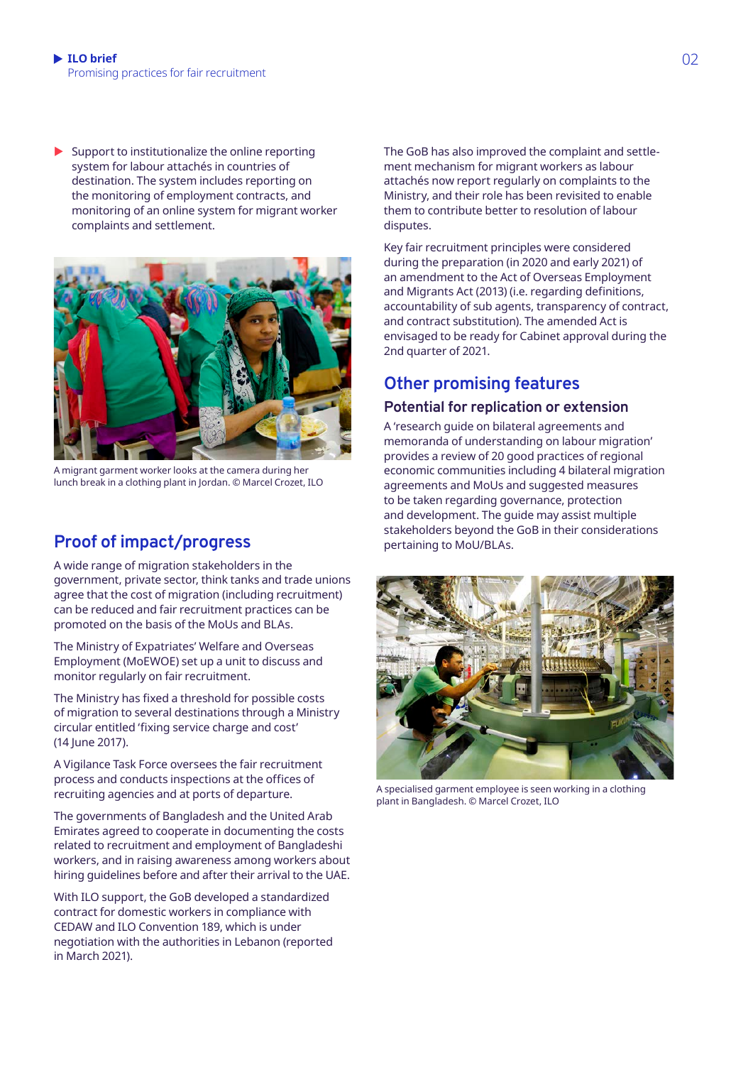- Support to institutionalize the online reporting system for labour attachés in countries of destination. The system includes reporting on the monitoring of employment contracts, and monitoring of an online system for migrant worker complaints and settlement.

A migrant garment worker looks at the camera during her lunch break in a clothing plant in Jordan. © Marcel Crozet, ILO

## Proof of impact/progress

A wide range of migration stakeholders in the government, private sector, think tanks and trade unions agree that the cost of migration (including recruitment) can be reduced and fair recruitment practices can be promoted on the basis of the MoUs and BLAs.

The Ministry of Expatriates' Welfare and Overseas Employment (MoEWOE) set up a unit to discuss and monitor regularly on fair recruitment.

The Ministry has fixed a threshold for possible costs of migration to several destinations through a Ministry circular entitled 'fixing service charge and cost' (14 June 2017).

A Vigilance Task Force oversees the fair recruitment process and conducts inspections at the offices of recruiting agencies and at ports of departure.

The governments of Bangladesh and the United Arab Emirates agreed to cooperate in documenting the costs related to recruitment and employment of Bangladeshi workers, and in raising awareness among workers about hiring guidelines before and after their arrival to the UAE.

With ILO support, the GoB developed a standardized contract for domestic workers in compliance with CEDAW and ILO Convention 189, which is under negotiation with the authorities in Lebanon (reported in March 2021).

The GoB has also improved the complaint and settlement mechanism for migrant workers as labour attachés now report regularly on complaints to the Ministry, and their role has been revisited to enable them to contribute better to resolution of labour disputes.

Key fair recruitment principles were considered during the preparation (in 2020 and early 2021) of an amendment to the Act of Overseas Employment and Migrants Act (2013) (i.e. regarding definitions, accountability of sub agents, transparency of contract, and contract substitution). The amended Act is envisaged to be ready for Cabinet approval during the 2nd quarter of 2021.

## Other promising features

### Potential for replication or extension

A 'research guide on bilateral agreements and memoranda of understanding on labour migration' provides a review of 20 good practices of regional economic communities including 4 bilateral migration agreements and MoUs and suggested measures to be taken regarding governance, protection and development. The guide may assist multiple stakeholders beyond the GoB in their considerations pertaining to MoU/BLAs.

A specialised garment employee is seen working in a clothing plant in Bangladesh. © Marcel Crozet, ILO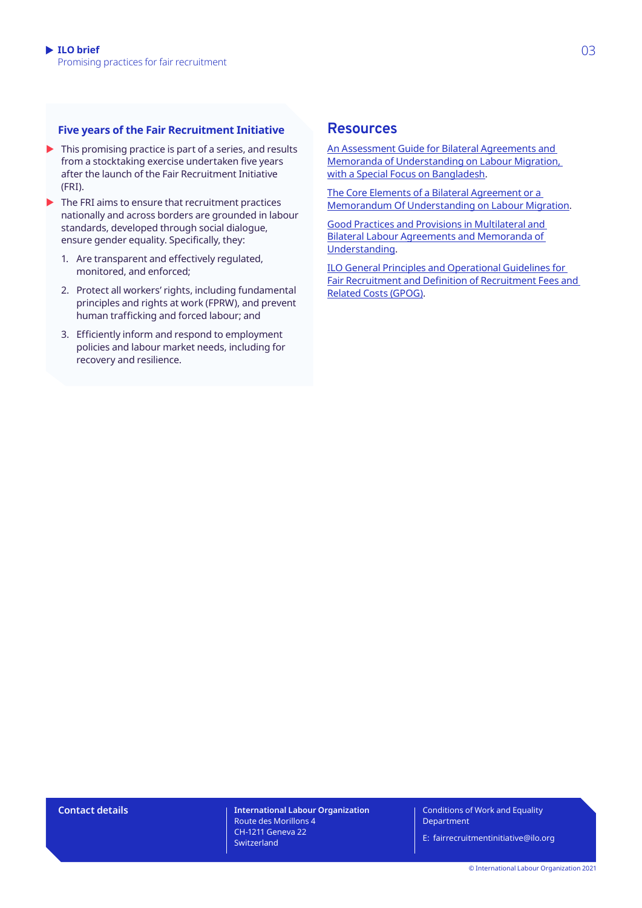### Five years of the Fair Recruitment Initiative

- This promising practice is part of a series, and results from a stocktaking exercise undertaken five years after the launch of the Fair Recruitment Initiative (FRI).
- The FRI aims to ensure that recruitment practices nationally and across borders are grounded in labour standards, developed through social dialogue, ensure gender equality. Specifically, they:

1. Are transparent and effectively regulated, monitored, and enforced;
2. Protect all workers' rights, including fundamental principles and rights at work (FPRW), and prevent human trafficking and forced labour; and
3. Efficiently inform and respond to employment policies and labour market needs, including for recovery and resilience.

## Resources

An Assessment Guide for Bilateral Agreements and Memoranda of Understanding on Labour Migration, with a Special Focus on Bangladesh.

The Core Elements of a Bilateral Agreement or a Memorandum Of Understanding on Labour Migration.

Good Practices and Provisions in Multilateral and Bilateral Labour Agreements and Memoranda of Understanding.

ILO General Principles and Operational Guidelines for Fair Recruitment and Definition of Recruitment Fees and Related Costs (GPOG).

**Contact details**

**International Labour Organization**
Route des Morillons 4
CH-1211 Geneva 22
Switzerland

Conditions of Work and Equality Department

E: fairrecruitmentinitiative@ilo.org

© International Labour Organization 2021